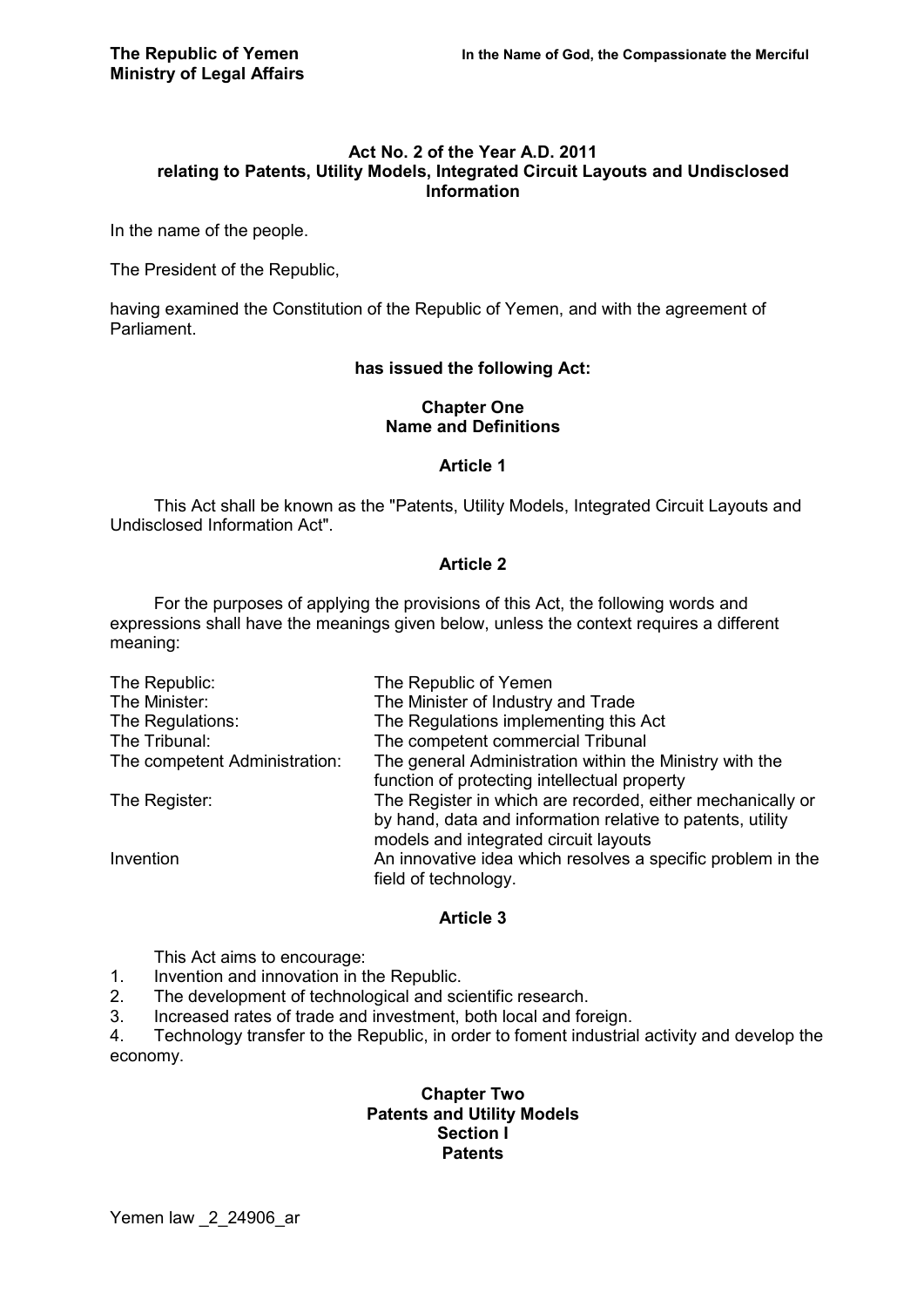**The Republic of Yemen**
**Ministry of Legal Affairs**

**In the Name of God, the Compassionate the Merciful**

# Act No. 2 of the Year A.D. 2011 relating to Patents, Utility Models, Integrated Circuit Layouts and Undisclosed Information

In the name of the people.

The President of the Republic,

having examined the Constitution of the Republic of Yemen, and with the agreement of Parliament.

**has issued the following Act:**

## Chapter One
## Name and Definitions

### Article 1

This Act shall be known as the "Patents, Utility Models, Integrated Circuit Layouts and Undisclosed Information Act".

### Article 2

For the purposes of applying the provisions of this Act, the following words and expressions shall have the meanings given below, unless the context requires a different meaning:

| | |
|---|---|
| The Republic: | The Republic of Yemen |
| The Minister: | The Minister of Industry and Trade |
| The Regulations: | The Regulations implementing this Act |
| The Tribunal: | The competent commercial Tribunal |
| The competent Administration: | The general Administration within the Ministry with the function of protecting intellectual property |
| The Register: | The Register in which are recorded, either mechanically or by hand, data and information relative to patents, utility models and integrated circuit layouts |
| Invention | An innovative idea which resolves a specific problem in the field of technology. |

### Article 3

This Act aims to encourage:

1. Invention and innovation in the Republic.
2. The development of technological and scientific research.
3. Increased rates of trade and investment, both local and foreign.
4. Technology transfer to the Republic, in order to foment industrial activity and develop the economy.

## Chapter Two
## Patents and Utility Models
### Section I
### Patents

Yemen law _2_24906_ar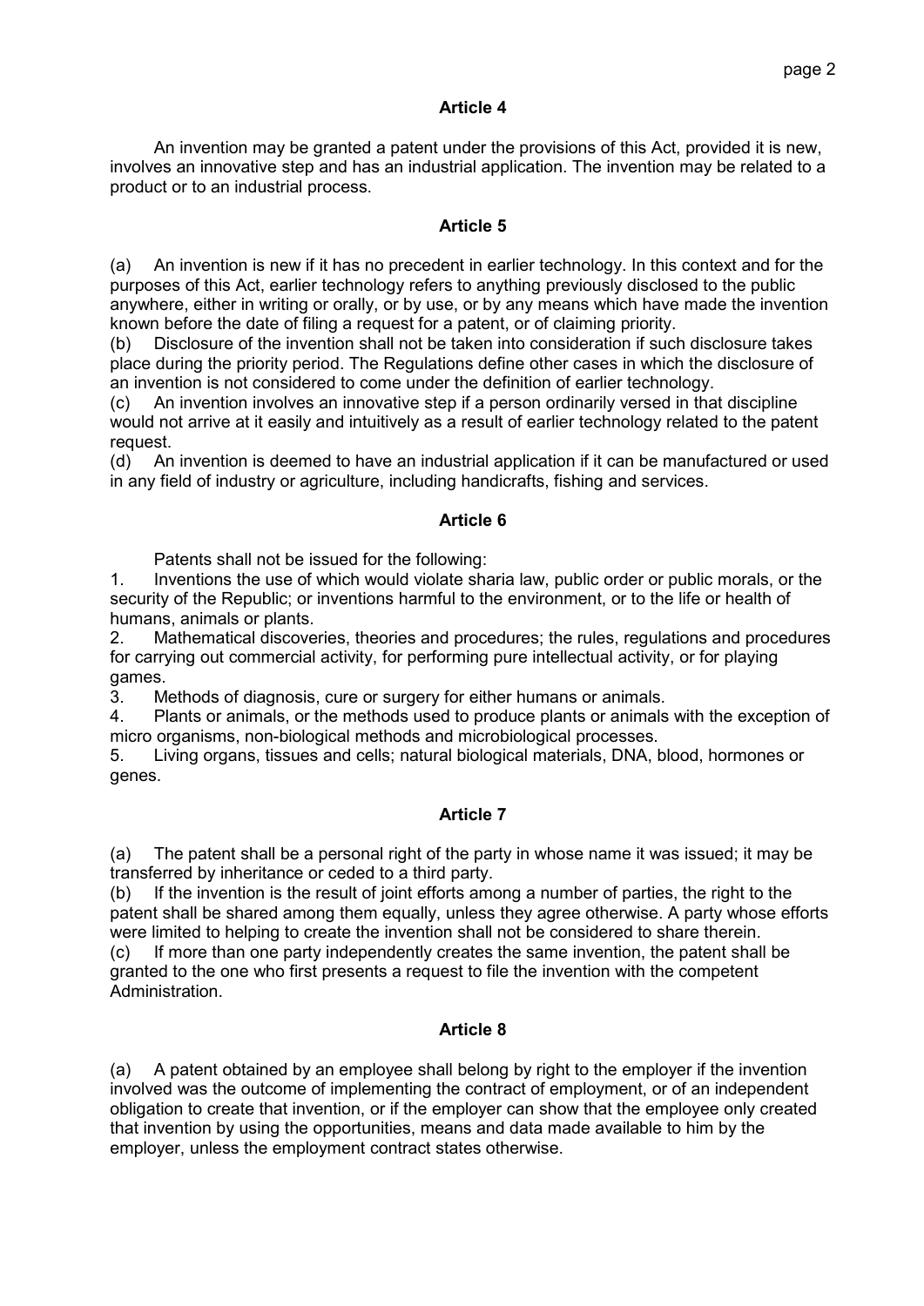## Article 4

An invention may be granted a patent under the provisions of this Act, provided it is new, involves an innovative step and has an industrial application. The invention may be related to a product or to an industrial process.

## Article 5

(a) An invention is new if it has no precedent in earlier technology. In this context and for the purposes of this Act, earlier technology refers to anything previously disclosed to the public anywhere, either in writing or orally, or by use, or by any means which have made the invention known before the date of filing a request for a patent, or of claiming priority.

(b) Disclosure of the invention shall not be taken into consideration if such disclosure takes place during the priority period. The Regulations define other cases in which the disclosure of an invention is not considered to come under the definition of earlier technology.

(c) An invention involves an innovative step if a person ordinarily versed in that discipline would not arrive at it easily and intuitively as a result of earlier technology related to the patent request.

(d) An invention is deemed to have an industrial application if it can be manufactured or used in any field of industry or agriculture, including handicrafts, fishing and services.

## Article 6

Patents shall not be issued for the following:

1. Inventions the use of which would violate sharia law, public order or public morals, or the security of the Republic; or inventions harmful to the environment, or to the life or health of humans, animals or plants.
2. Mathematical discoveries, theories and procedures; the rules, regulations and procedures for carrying out commercial activity, for performing pure intellectual activity, or for playing games.
3. Methods of diagnosis, cure or surgery for either humans or animals.
4. Plants or animals, or the methods used to produce plants or animals with the exception of micro organisms, non-biological methods and microbiological processes.
5. Living organs, tissues and cells; natural biological materials, DNA, blood, hormones or genes.

## Article 7

(a) The patent shall be a personal right of the party in whose name it was issued; it may be transferred by inheritance or ceded to a third party.

(b) If the invention is the result of joint efforts among a number of parties, the right to the patent shall be shared among them equally, unless they agree otherwise. A party whose efforts were limited to helping to create the invention shall not be considered to share therein.

(c) If more than one party independently creates the same invention, the patent shall be granted to the one who first presents a request to file the invention with the competent Administration.

## Article 8

(a) A patent obtained by an employee shall belong by right to the employer if the invention involved was the outcome of implementing the contract of employment, or of an independent obligation to create that invention, or if the employer can show that the employee only created that invention by using the opportunities, means and data made available to him by the employer, unless the employment contract states otherwise.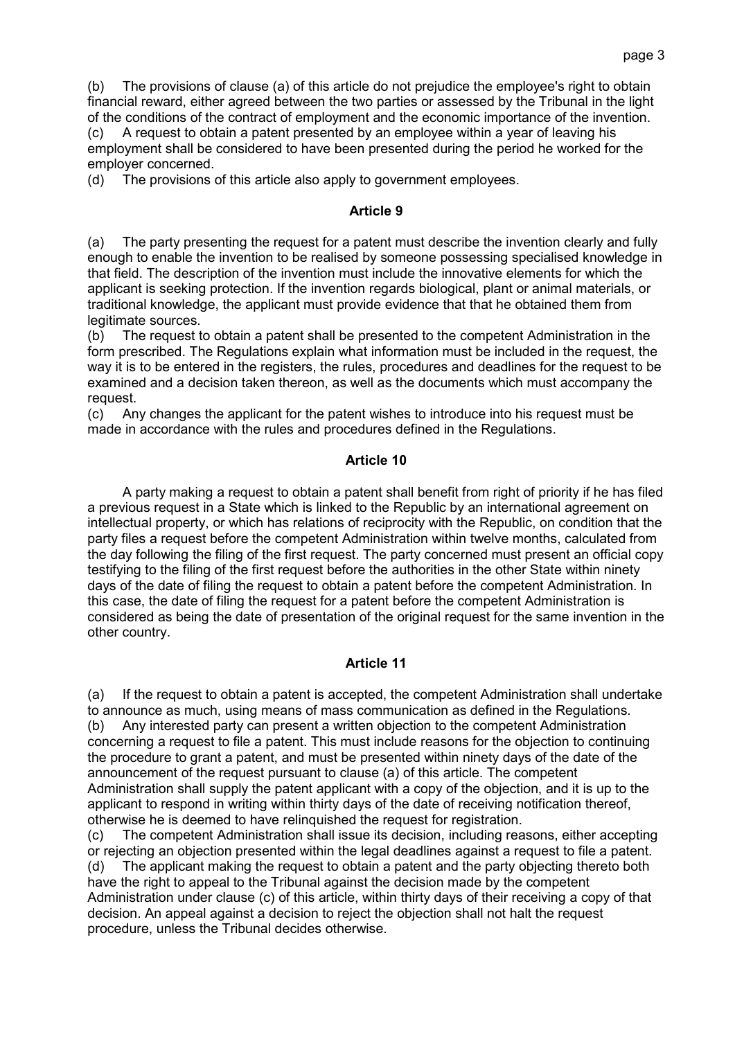(b) The provisions of clause (a) of this article do not prejudice the employee's right to obtain financial reward, either agreed between the two parties or assessed by the Tribunal in the light of the conditions of the contract of employment and the economic importance of the invention.
(c) A request to obtain a patent presented by an employee within a year of leaving his employment shall be considered to have been presented during the period he worked for the employer concerned.
(d) The provisions of this article also apply to government employees.

## Article 9

(a) The party presenting the request for a patent must describe the invention clearly and fully enough to enable the invention to be realised by someone possessing specialised knowledge in that field. The description of the invention must include the innovative elements for which the applicant is seeking protection. If the invention regards biological, plant or animal materials, or traditional knowledge, the applicant must provide evidence that that he obtained them from legitimate sources.
(b) The request to obtain a patent shall be presented to the competent Administration in the form prescribed. The Regulations explain what information must be included in the request, the way it is to be entered in the registers, the rules, procedures and deadlines for the request to be examined and a decision taken thereon, as well as the documents which must accompany the request.
(c) Any changes the applicant for the patent wishes to introduce into his request must be made in accordance with the rules and procedures defined in the Regulations.

## Article 10

A party making a request to obtain a patent shall benefit from right of priority if he has filed a previous request in a State which is linked to the Republic by an international agreement on intellectual property, or which has relations of reciprocity with the Republic, on condition that the party files a request before the competent Administration within twelve months, calculated from the day following the filing of the first request. The party concerned must present an official copy testifying to the filing of the first request before the authorities in the other State within ninety days of the date of filing the request to obtain a patent before the competent Administration. In this case, the date of filing the request for a patent before the competent Administration is considered as being the date of presentation of the original request for the same invention in the other country.

## Article 11

(a) If the request to obtain a patent is accepted, the competent Administration shall undertake to announce as much, using means of mass communication as defined in the Regulations.
(b) Any interested party can present a written objection to the competent Administration concerning a request to file a patent. This must include reasons for the objection to continuing the procedure to grant a patent, and must be presented within ninety days of the date of the announcement of the request pursuant to clause (a) of this article. The competent Administration shall supply the patent applicant with a copy of the objection, and it is up to the applicant to respond in writing within thirty days of the date of receiving notification thereof, otherwise he is deemed to have relinquished the request for registration.
(c) The competent Administration shall issue its decision, including reasons, either accepting or rejecting an objection presented within the legal deadlines against a request to file a patent.
(d) The applicant making the request to obtain a patent and the party objecting thereto both have the right to appeal to the Tribunal against the decision made by the competent Administration under clause (c) of this article, within thirty days of their receiving a copy of that decision. An appeal against a decision to reject the objection shall not halt the request procedure, unless the Tribunal decides otherwise.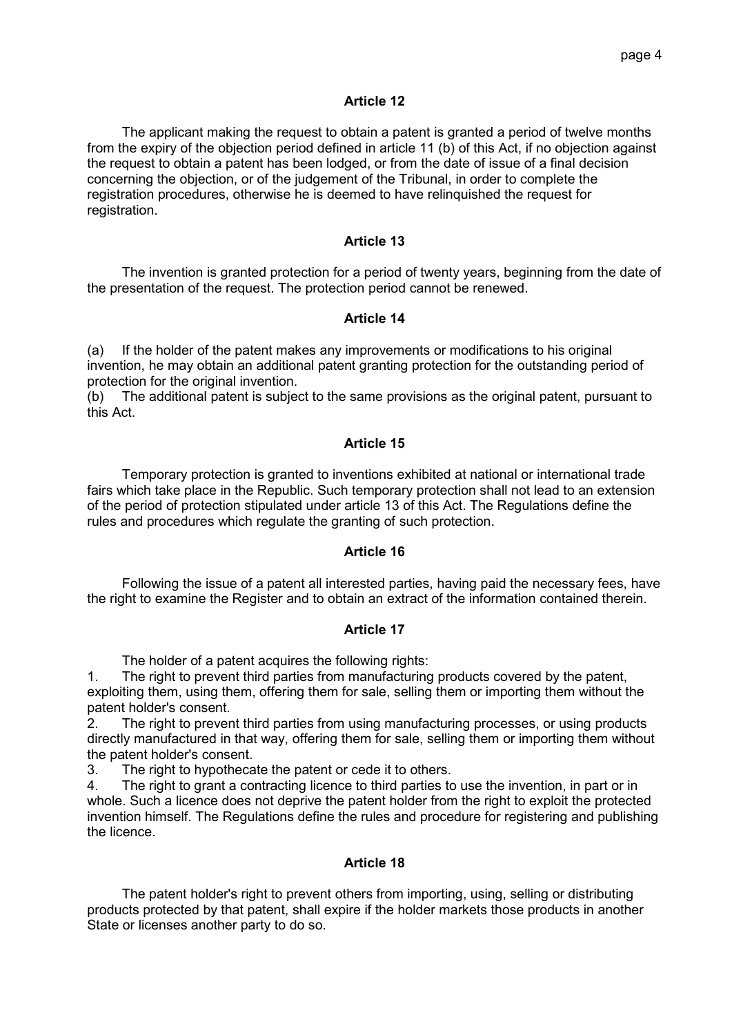### Article 12

The applicant making the request to obtain a patent is granted a period of twelve months from the expiry of the objection period defined in article 11 (b) of this Act, if no objection against the request to obtain a patent has been lodged, or from the date of issue of a final decision concerning the objection, or of the judgement of the Tribunal, in order to complete the registration procedures, otherwise he is deemed to have relinquished the request for registration.

### Article 13

The invention is granted protection for a period of twenty years, beginning from the date of the presentation of the request. The protection period cannot be renewed.

### Article 14

(a) If the holder of the patent makes any improvements or modifications to his original invention, he may obtain an additional patent granting protection for the outstanding period of protection for the original invention.
(b) The additional patent is subject to the same provisions as the original patent, pursuant to this Act.

### Article 15

Temporary protection is granted to inventions exhibited at national or international trade fairs which take place in the Republic. Such temporary protection shall not lead to an extension of the period of protection stipulated under article 13 of this Act. The Regulations define the rules and procedures which regulate the granting of such protection.

### Article 16

Following the issue of a patent all interested parties, having paid the necessary fees, have the right to examine the Register and to obtain an extract of the information contained therein.

### Article 17

The holder of a patent acquires the following rights:

1. The right to prevent third parties from manufacturing products covered by the patent, exploiting them, using them, offering them for sale, selling them or importing them without the patent holder's consent.
2. The right to prevent third parties from using manufacturing processes, or using products directly manufactured in that way, offering them for sale, selling them or importing them without the patent holder's consent.
3. The right to hypothecate the patent or cede it to others.
4. The right to grant a contracting licence to third parties to use the invention, in part or in whole. Such a licence does not deprive the patent holder from the right to exploit the protected invention himself. The Regulations define the rules and procedure for registering and publishing the licence.

### Article 18

The patent holder's right to prevent others from importing, using, selling or distributing products protected by that patent, shall expire if the holder markets those products in another State or licenses another party to do so.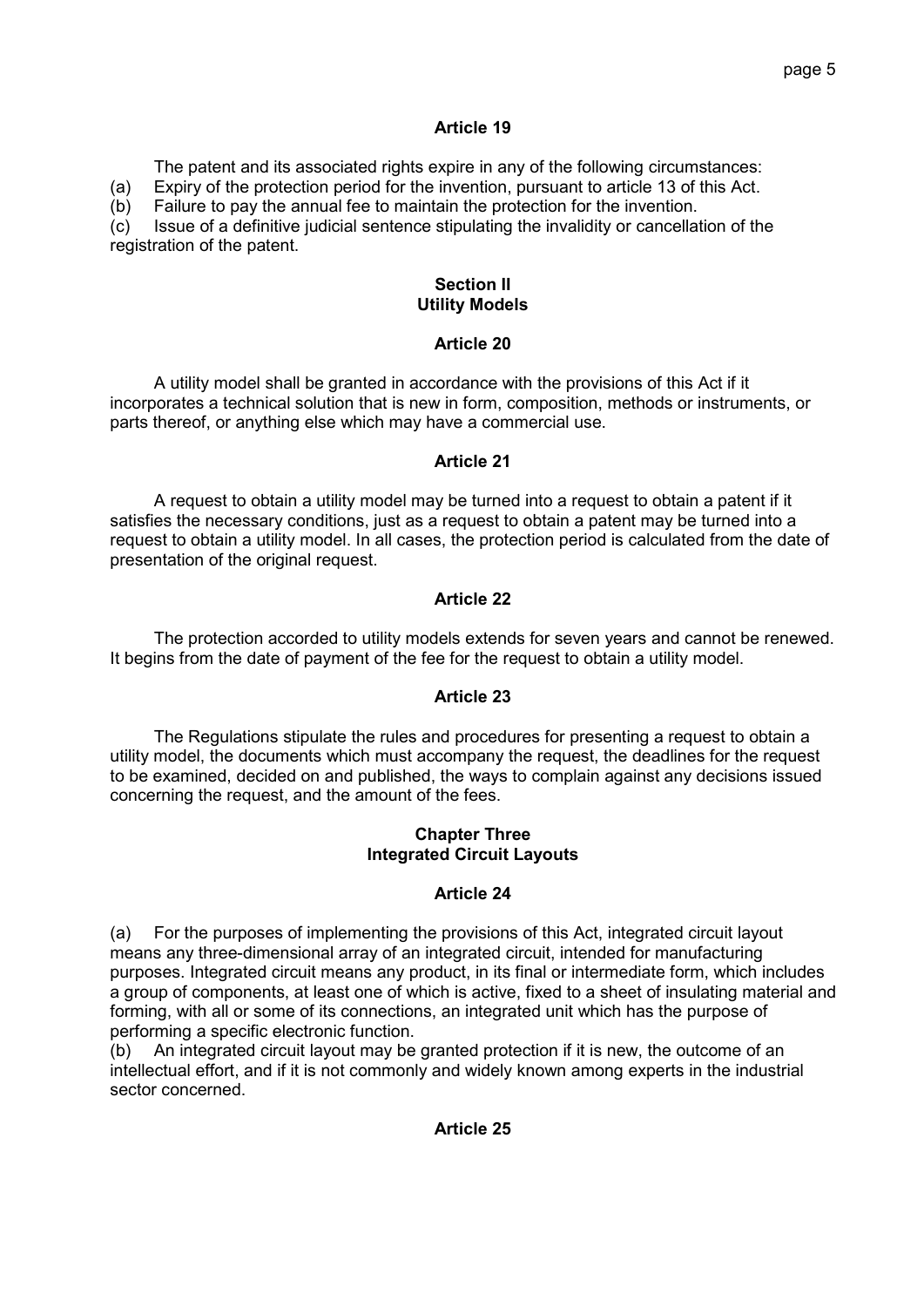### Article 19

The patent and its associated rights expire in any of the following circumstances:

(a) Expiry of the protection period for the invention, pursuant to article 13 of this Act.
(b) Failure to pay the annual fee to maintain the protection for the invention.
(c) Issue of a definitive judicial sentence stipulating the invalidity or cancellation of the registration of the patent.

## Section II
## Utility Models

### Article 20

A utility model shall be granted in accordance with the provisions of this Act if it incorporates a technical solution that is new in form, composition, methods or instruments, or parts thereof, or anything else which may have a commercial use.

### Article 21

A request to obtain a utility model may be turned into a request to obtain a patent if it satisfies the necessary conditions, just as a request to obtain a patent may be turned into a request to obtain a utility model. In all cases, the protection period is calculated from the date of presentation of the original request.

### Article 22

The protection accorded to utility models extends for seven years and cannot be renewed. It begins from the date of payment of the fee for the request to obtain a utility model.

### Article 23

The Regulations stipulate the rules and procedures for presenting a request to obtain a utility model, the documents which must accompany the request, the deadlines for the request to be examined, decided on and published, the ways to complain against any decisions issued concerning the request, and the amount of the fees.

## Chapter Three
## Integrated Circuit Layouts

### Article 24

(a) For the purposes of implementing the provisions of this Act, integrated circuit layout means any three-dimensional array of an integrated circuit, intended for manufacturing purposes. Integrated circuit means any product, in its final or intermediate form, which includes a group of components, at least one of which is active, fixed to a sheet of insulating material and forming, with all or some of its connections, an integrated unit which has the purpose of performing a specific electronic function.
(b) An integrated circuit layout may be granted protection if it is new, the outcome of an intellectual effort, and if it is not commonly and widely known among experts in the industrial sector concerned.

### Article 25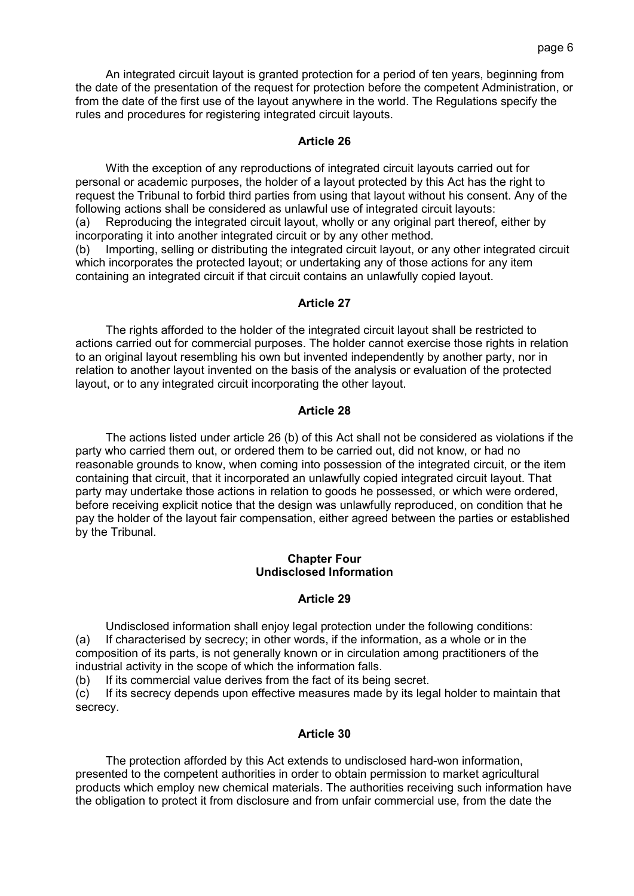An integrated circuit layout is granted protection for a period of ten years, beginning from the date of the presentation of the request for protection before the competent Administration, or from the date of the first use of the layout anywhere in the world. The Regulations specify the rules and procedures for registering integrated circuit layouts.

**Article 26**

With the exception of any reproductions of integrated circuit layouts carried out for personal or academic purposes, the holder of a layout protected by this Act has the right to request the Tribunal to forbid third parties from using that layout without his consent. Any of the following actions shall be considered as unlawful use of integrated circuit layouts:

(a) Reproducing the integrated circuit layout, wholly or any original part thereof, either by incorporating it into another integrated circuit or by any other method.

(b) Importing, selling or distributing the integrated circuit layout, or any other integrated circuit which incorporates the protected layout; or undertaking any of those actions for any item containing an integrated circuit if that circuit contains an unlawfully copied layout.

**Article 27**

The rights afforded to the holder of the integrated circuit layout shall be restricted to actions carried out for commercial purposes. The holder cannot exercise those rights in relation to an original layout resembling his own but invented independently by another party, nor in relation to another layout invented on the basis of the analysis or evaluation of the protected layout, or to any integrated circuit incorporating the other layout.

**Article 28**

The actions listed under article 26 (b) of this Act shall not be considered as violations if the party who carried them out, or ordered them to be carried out, did not know, or had no reasonable grounds to know, when coming into possession of the integrated circuit, or the item containing that circuit, that it incorporated an unlawfully copied integrated circuit layout. That party may undertake those actions in relation to goods he possessed, or which were ordered, before receiving explicit notice that the design was unlawfully reproduced, on condition that he pay the holder of the layout fair compensation, either agreed between the parties or established by the Tribunal.

## Chapter Four
## Undisclosed Information

**Article 29**

Undisclosed information shall enjoy legal protection under the following conditions:

(a) If characterised by secrecy; in other words, if the information, as a whole or in the composition of its parts, is not generally known or in circulation among practitioners of the industrial activity in the scope of which the information falls.

(b) If its commercial value derives from the fact of its being secret.

(c) If its secrecy depends upon effective measures made by its legal holder to maintain that secrecy.

**Article 30**

The protection afforded by this Act extends to undisclosed hard-won information, presented to the competent authorities in order to obtain permission to market agricultural products which employ new chemical materials. The authorities receiving such information have the obligation to protect it from disclosure and from unfair commercial use, from the date the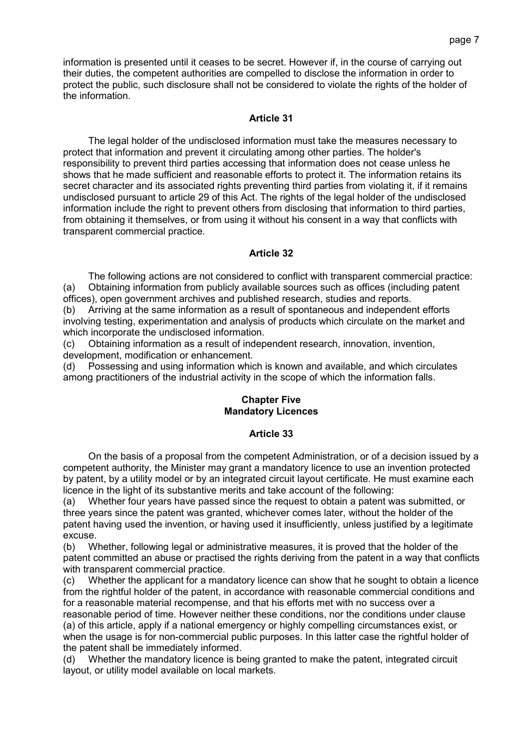information is presented until it ceases to be secret. However if, in the course of carrying out their duties, the competent authorities are compelled to disclose the information in order to protect the public, such disclosure shall not be considered to violate the rights of the holder of the information.

### Article 31

The legal holder of the undisclosed information must take the measures necessary to protect that information and prevent it circulating among other parties. The holder's responsibility to prevent third parties accessing that information does not cease unless he shows that he made sufficient and reasonable efforts to protect it. The information retains its secret character and its associated rights preventing third parties from violating it, if it remains undisclosed pursuant to article 29 of this Act. The rights of the legal holder of the undisclosed information include the right to prevent others from disclosing that information to third parties, from obtaining it themselves, or from using it without his consent in a way that conflicts with transparent commercial practice.

### Article 32

The following actions are not considered to conflict with transparent commercial practice:

(a) Obtaining information from publicly available sources such as offices (including patent offices), open government archives and published research, studies and reports.

(b) Arriving at the same information as a result of spontaneous and independent efforts involving testing, experimentation and analysis of products which circulate on the market and which incorporate the undisclosed information.

(c) Obtaining information as a result of independent research, innovation, invention, development, modification or enhancement.

(d) Possessing and using information which is known and available, and which circulates among practitioners of the industrial activity in the scope of which the information falls.

## Chapter Five
## Mandatory Licences

### Article 33

On the basis of a proposal from the competent Administration, or of a decision issued by a competent authority, the Minister may grant a mandatory licence to use an invention protected by patent, by a utility model or by an integrated circuit layout certificate. He must examine each licence in the light of its substantive merits and take account of the following:

(a) Whether four years have passed since the request to obtain a patent was submitted, or three years since the patent was granted, whichever comes later, without the holder of the patent having used the invention, or having used it insufficiently, unless justified by a legitimate excuse.

(b) Whether, following legal or administrative measures, it is proved that the holder of the patent committed an abuse or practised the rights deriving from the patent in a way that conflicts with transparent commercial practice.

(c) Whether the applicant for a mandatory licence can show that he sought to obtain a licence from the rightful holder of the patent, in accordance with reasonable commercial conditions and for a reasonable material recompense, and that his efforts met with no success over a reasonable period of time. However neither these conditions, nor the conditions under clause (a) of this article, apply if a national emergency or highly compelling circumstances exist, or when the usage is for non-commercial public purposes. In this latter case the rightful holder of the patent shall be immediately informed.

(d) Whether the mandatory licence is being granted to make the patent, integrated circuit layout, or utility model available on local markets.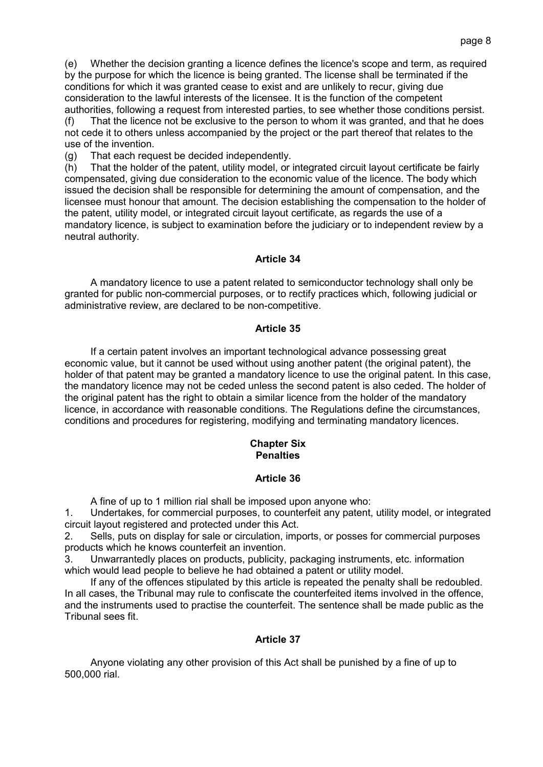(e) Whether the decision granting a licence defines the licence's scope and term, as required by the purpose for which the licence is being granted. The license shall be terminated if the conditions for which it was granted cease to exist and are unlikely to recur, giving due consideration to the lawful interests of the licensee. It is the function of the competent authorities, following a request from interested parties, to see whether those conditions persist.

(f) That the licence not be exclusive to the person to whom it was granted, and that he does not cede it to others unless accompanied by the project or the part thereof that relates to the use of the invention.

(g) That each request be decided independently.

(h) That the holder of the patent, utility model, or integrated circuit layout certificate be fairly compensated, giving due consideration to the economic value of the licence. The body which issued the decision shall be responsible for determining the amount of compensation, and the licensee must honour that amount. The decision establishing the compensation to the holder of the patent, utility model, or integrated circuit layout certificate, as regards the use of a mandatory licence, is subject to examination before the judiciary or to independent review by a neutral authority.

**Article 34**

A mandatory licence to use a patent related to semiconductor technology shall only be granted for public non-commercial purposes, or to rectify practices which, following judicial or administrative review, are declared to be non-competitive.

**Article 35**

If a certain patent involves an important technological advance possessing great economic value, but it cannot be used without using another patent (the original patent), the holder of that patent may be granted a mandatory licence to use the original patent. In this case, the mandatory licence may not be ceded unless the second patent is also ceded. The holder of the original patent has the right to obtain a similar licence from the holder of the mandatory licence, in accordance with reasonable conditions. The Regulations define the circumstances, conditions and procedures for registering, modifying and terminating mandatory licences.

## Chapter Six
## Penalties

**Article 36**

A fine of up to 1 million rial shall be imposed upon anyone who:

1. Undertakes, for commercial purposes, to counterfeit any patent, utility model, or integrated circuit layout registered and protected under this Act.
2. Sells, puts on display for sale or circulation, imports, or posses for commercial purposes products which he knows counterfeit an invention.
3. Unwarrantedly places on products, publicity, packaging instruments, etc. information which would lead people to believe he had obtained a patent or utility model.

If any of the offences stipulated by this article is repeated the penalty shall be redoubled. In all cases, the Tribunal may rule to confiscate the counterfeited items involved in the offence, and the instruments used to practise the counterfeit. The sentence shall be made public as the Tribunal sees fit.

**Article 37**

Anyone violating any other provision of this Act shall be punished by a fine of up to 500,000 rial.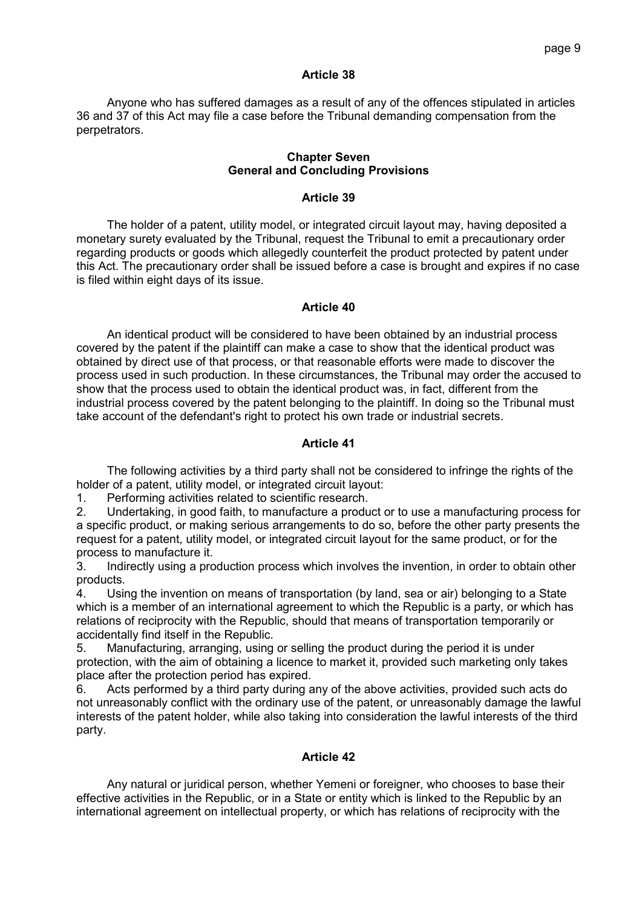### Article 38

Anyone who has suffered damages as a result of any of the offences stipulated in articles 36 and 37 of this Act may file a case before the Tribunal demanding compensation from the perpetrators.

## Chapter Seven
## General and Concluding Provisions

### Article 39

The holder of a patent, utility model, or integrated circuit layout may, having deposited a monetary surety evaluated by the Tribunal, request the Tribunal to emit a precautionary order regarding products or goods which allegedly counterfeit the product protected by patent under this Act. The precautionary order shall be issued before a case is brought and expires if no case is filed within eight days of its issue.

### Article 40

An identical product will be considered to have been obtained by an industrial process covered by the patent if the plaintiff can make a case to show that the identical product was obtained by direct use of that process, or that reasonable efforts were made to discover the process used in such production. In these circumstances, the Tribunal may order the accused to show that the process used to obtain the identical product was, in fact, different from the industrial process covered by the patent belonging to the plaintiff. In doing so the Tribunal must take account of the defendant's right to protect his own trade or industrial secrets.

### Article 41

The following activities by a third party shall not be considered to infringe the rights of the holder of a patent, utility model, or integrated circuit layout:

1. Performing activities related to scientific research.
2. Undertaking, in good faith, to manufacture a product or to use a manufacturing process for a specific product, or making serious arrangements to do so, before the other party presents the request for a patent, utility model, or integrated circuit layout for the same product, or for the process to manufacture it.
3. Indirectly using a production process which involves the invention, in order to obtain other products.
4. Using the invention on means of transportation (by land, sea or air) belonging to a State which is a member of an international agreement to which the Republic is a party, or which has relations of reciprocity with the Republic, should that means of transportation temporarily or accidentally find itself in the Republic.
5. Manufacturing, arranging, using or selling the product during the period it is under protection, with the aim of obtaining a licence to market it, provided such marketing only takes place after the protection period has expired.
6. Acts performed by a third party during any of the above activities, provided such acts do not unreasonably conflict with the ordinary use of the patent, or unreasonably damage the lawful interests of the patent holder, while also taking into consideration the lawful interests of the third party.

### Article 42

Any natural or juridical person, whether Yemeni or foreigner, who chooses to base their effective activities in the Republic, or in a State or entity which is linked to the Republic by an international agreement on intellectual property, or which has relations of reciprocity with the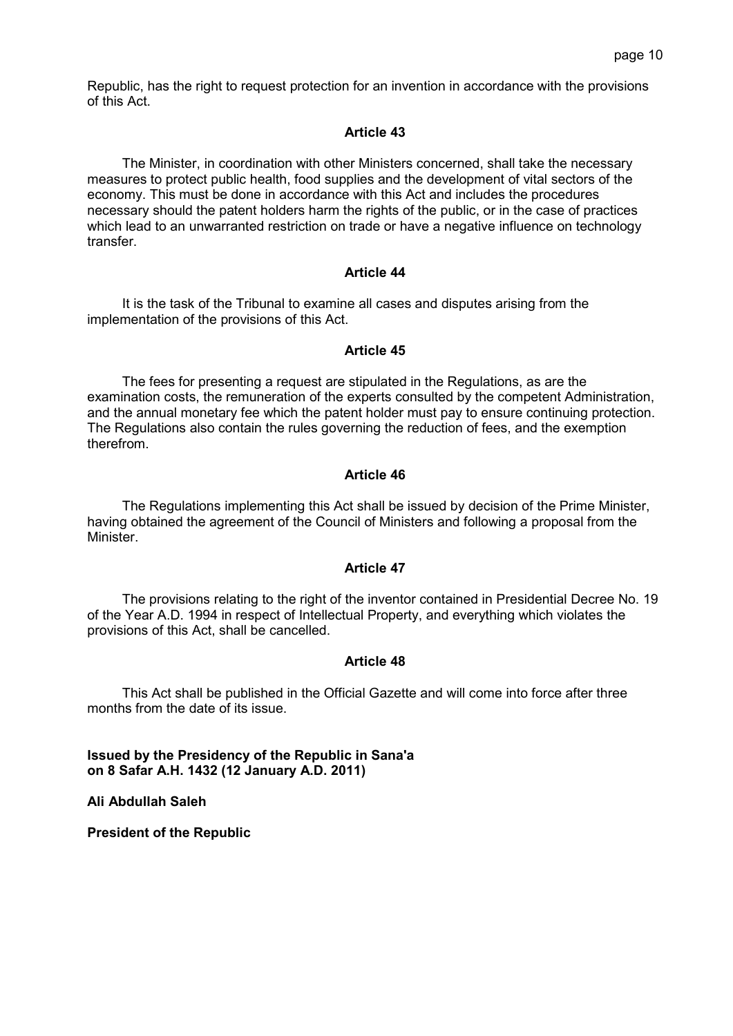Republic, has the right to request protection for an invention in accordance with the provisions of this Act.

### Article 43

The Minister, in coordination with other Ministers concerned, shall take the necessary measures to protect public health, food supplies and the development of vital sectors of the economy. This must be done in accordance with this Act and includes the procedures necessary should the patent holders harm the rights of the public, or in the case of practices which lead to an unwarranted restriction on trade or have a negative influence on technology transfer.

### Article 44

It is the task of the Tribunal to examine all cases and disputes arising from the implementation of the provisions of this Act.

### Article 45

The fees for presenting a request are stipulated in the Regulations, as are the examination costs, the remuneration of the experts consulted by the competent Administration, and the annual monetary fee which the patent holder must pay to ensure continuing protection. The Regulations also contain the rules governing the reduction of fees, and the exemption therefrom.

### Article 46

The Regulations implementing this Act shall be issued by decision of the Prime Minister, having obtained the agreement of the Council of Ministers and following a proposal from the Minister.

### Article 47

The provisions relating to the right of the inventor contained in Presidential Decree No. 19 of the Year A.D. 1994 in respect of Intellectual Property, and everything which violates the provisions of this Act, shall be cancelled.

### Article 48

This Act shall be published in the Official Gazette and will come into force after three months from the date of its issue.

**Issued by the Presidency of the Republic in Sana'a on 8 Safar A.H. 1432 (12 January A.D. 2011)**

**Ali Abdullah Saleh**

**President of the Republic**